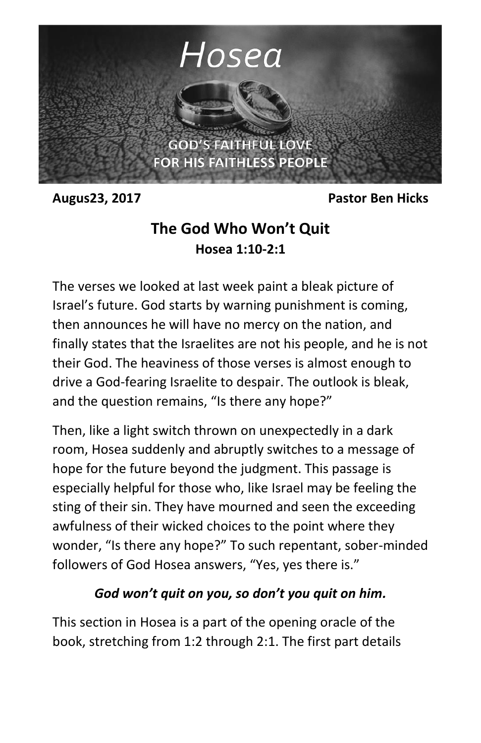# Hosea

GOD'S FAITHFUL LOVE
FOR HIS FAITHLESS PEOPLE

**Augus23, 2017** **Pastor Ben Hicks**

## The God Who Won't Quit

**Hosea 1:10-2:1**

The verses we looked at last week paint a bleak picture of Israel's future. God starts by warning punishment is coming, then announces he will have no mercy on the nation, and finally states that the Israelites are not his people, and he is not their God. The heaviness of those verses is almost enough to drive a God-fearing Israelite to despair. The outlook is bleak, and the question remains, "Is there any hope?"

Then, like a light switch thrown on unexpectedly in a dark room, Hosea suddenly and abruptly switches to a message of hope for the future beyond the judgment. This passage is especially helpful for those who, like Israel may be feeling the sting of their sin. They have mourned and seen the exceeding awfulness of their wicked choices to the point where they wonder, "Is there any hope?" To such repentant, sober-minded followers of God Hosea answers, "Yes, yes there is."

***God won't quit on you, so don't you quit on him.***

This section in Hosea is a part of the opening oracle of the book, stretching from 1:2 through 2:1. The first part details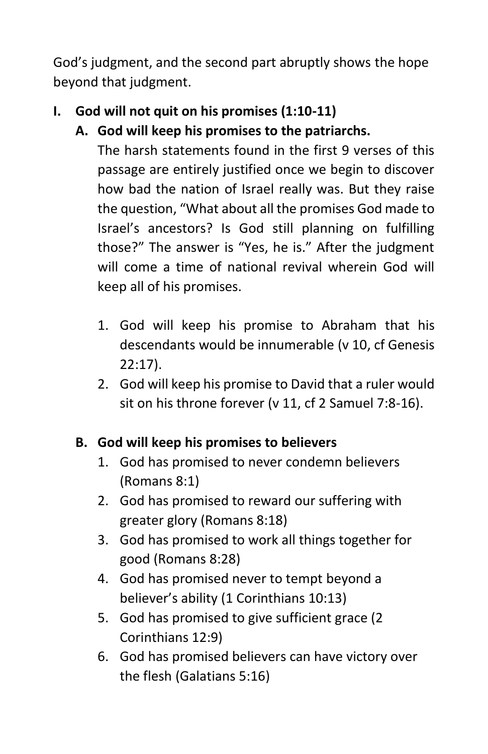God's judgment, and the second part abruptly shows the hope beyond that judgment.

## I. God will not quit on his promises (1:10-11)

### A. God will keep his promises to the patriarchs.

The harsh statements found in the first 9 verses of this passage are entirely justified once we begin to discover how bad the nation of Israel really was. But they raise the question, "What about all the promises God made to Israel's ancestors? Is God still planning on fulfilling those?" The answer is "Yes, he is." After the judgment will come a time of national revival wherein God will keep all of his promises.

1. God will keep his promise to Abraham that his descendants would be innumerable (v 10, cf Genesis 22:17).
2. God will keep his promise to David that a ruler would sit on his throne forever (v 11, cf 2 Samuel 7:8-16).

### B. God will keep his promises to believers

1. God has promised to never condemn believers (Romans 8:1)
2. God has promised to reward our suffering with greater glory (Romans 8:18)
3. God has promised to work all things together for good (Romans 8:28)
4. God has promised never to tempt beyond a believer's ability (1 Corinthians 10:13)
5. God has promised to give sufficient grace (2 Corinthians 12:9)
6. God has promised believers can have victory over the flesh (Galatians 5:16)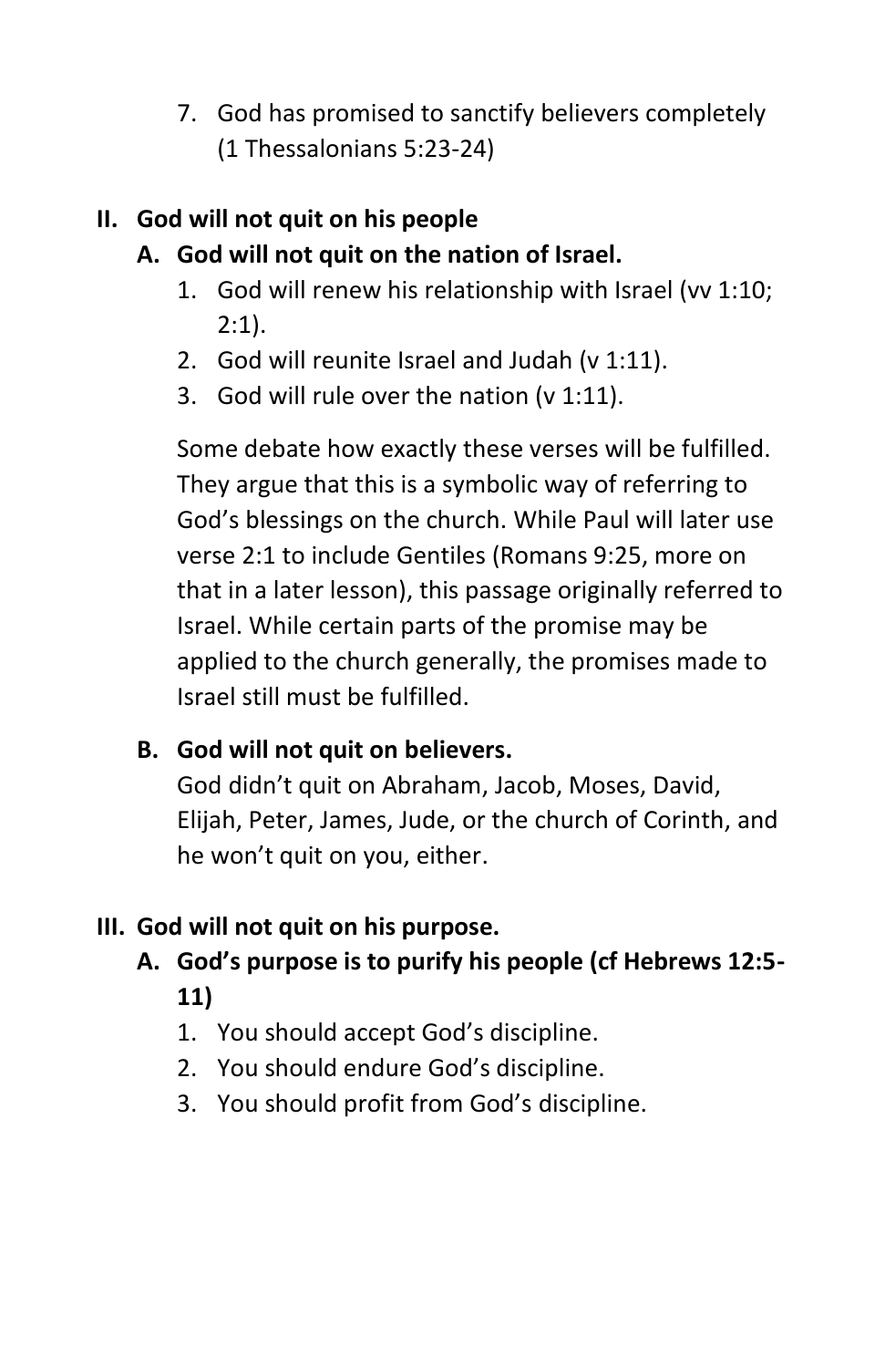7. God has promised to sanctify believers completely (1 Thessalonians 5:23-24)

## II. God will not quit on his people

### A. God will not quit on the nation of Israel.

1. God will renew his relationship with Israel (vv 1:10; 2:1).
2. God will reunite Israel and Judah (v 1:11).
3. God will rule over the nation (v 1:11).

Some debate how exactly these verses will be fulfilled. They argue that this is a symbolic way of referring to God's blessings on the church. While Paul will later use verse 2:1 to include Gentiles (Romans 9:25, more on that in a later lesson), this passage originally referred to Israel. While certain parts of the promise may be applied to the church generally, the promises made to Israel still must be fulfilled.

### B. God will not quit on believers.

God didn't quit on Abraham, Jacob, Moses, David, Elijah, Peter, James, Jude, or the church of Corinth, and he won't quit on you, either.

## III. God will not quit on his purpose.

### A. God's purpose is to purify his people (cf Hebrews 12:5-11)

1. You should accept God's discipline.
2. You should endure God's discipline.
3. You should profit from God's discipline.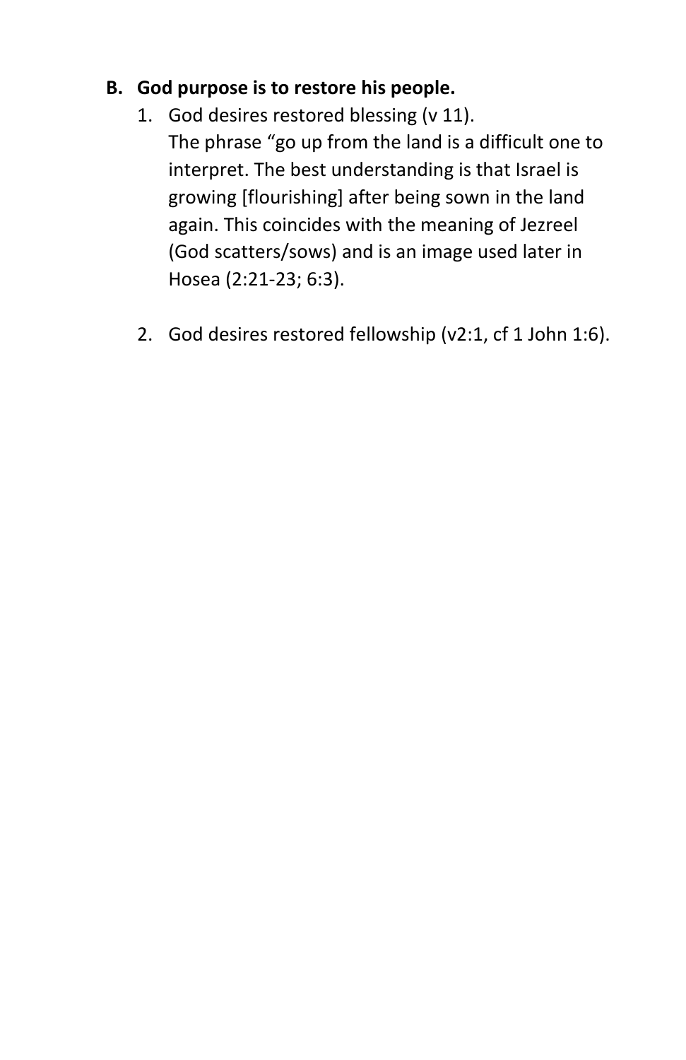**B. God purpose is to restore his people.**

1. God desires restored blessing (v 11).
   The phrase “go up from the land is a difficult one to interpret. The best understanding is that Israel is growing [flourishing] after being sown in the land again. This coincides with the meaning of Jezreel (God scatters/sows) and is an image used later in Hosea (2:21-23; 6:3).

2. God desires restored fellowship (v2:1, cf 1 John 1:6).